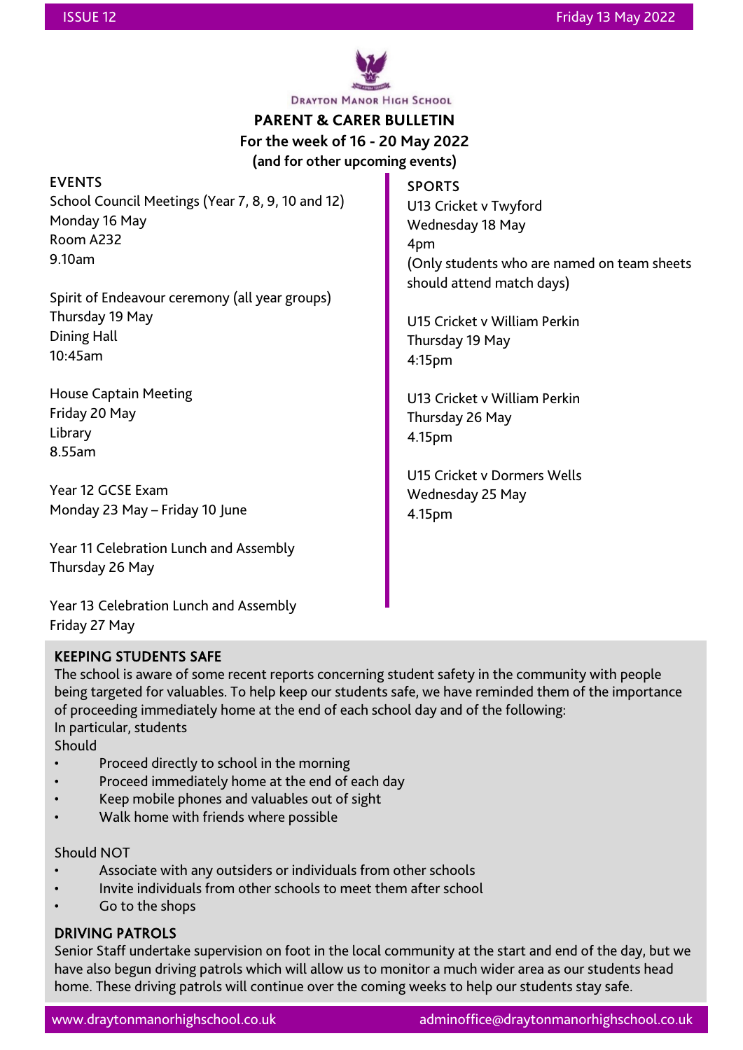ISSUE 12 — Friday 13 May 2022

Drayton Manor High School

# PARENT & CARER BULLETIN

## For the week of 16 - 20 May 2022

### (and for other upcoming events)

## EVENTS

School Council Meetings (Year 7, 8, 9, 10 and 12)
Monday 16 May
Room A232
9.10am

Spirit of Endeavour ceremony (all year groups)
Thursday 19 May
Dining Hall
10:45am

House Captain Meeting
Friday 20 May
Library
8.55am

Year 12 GCSE Exam
Monday 23 May – Friday 10 June

Year 11 Celebration Lunch and Assembly
Thursday 26 May

Year 13 Celebration Lunch and Assembly
Friday 27 May

## SPORTS

U13 Cricket v Twyford
Wednesday 18 May
4pm
(Only students who are named on team sheets should attend match days)

U15 Cricket v William Perkin
Thursday 19 May
4:15pm

U13 Cricket v William Perkin
Thursday 26 May
4.15pm

U15 Cricket v Dormers Wells
Wednesday 25 May
4.15pm

## KEEPING STUDENTS SAFE

The school is aware of some recent reports concerning student safety in the community with people being targeted for valuables. To help keep our students safe, we have reminded them of the importance of proceeding immediately home at the end of each school day and of the following:
In particular, students

Should

- Proceed directly to school in the morning
- Proceed immediately home at the end of each day
- Keep mobile phones and valuables out of sight
- Walk home with friends where possible

Should NOT

- Associate with any outsiders or individuals from other schools
- Invite individuals from other schools to meet them after school
- Go to the shops

## DRIVING PATROLS

Senior Staff undertake supervision on foot in the local community at the start and end of the day, but we have also begun driving patrols which will allow us to monitor a much wider area as our students head home. These driving patrols will continue over the coming weeks to help our students stay safe.

www.draytonmanorhighschool.co.uk — adminoffice@draytonmanorhighschool.co.uk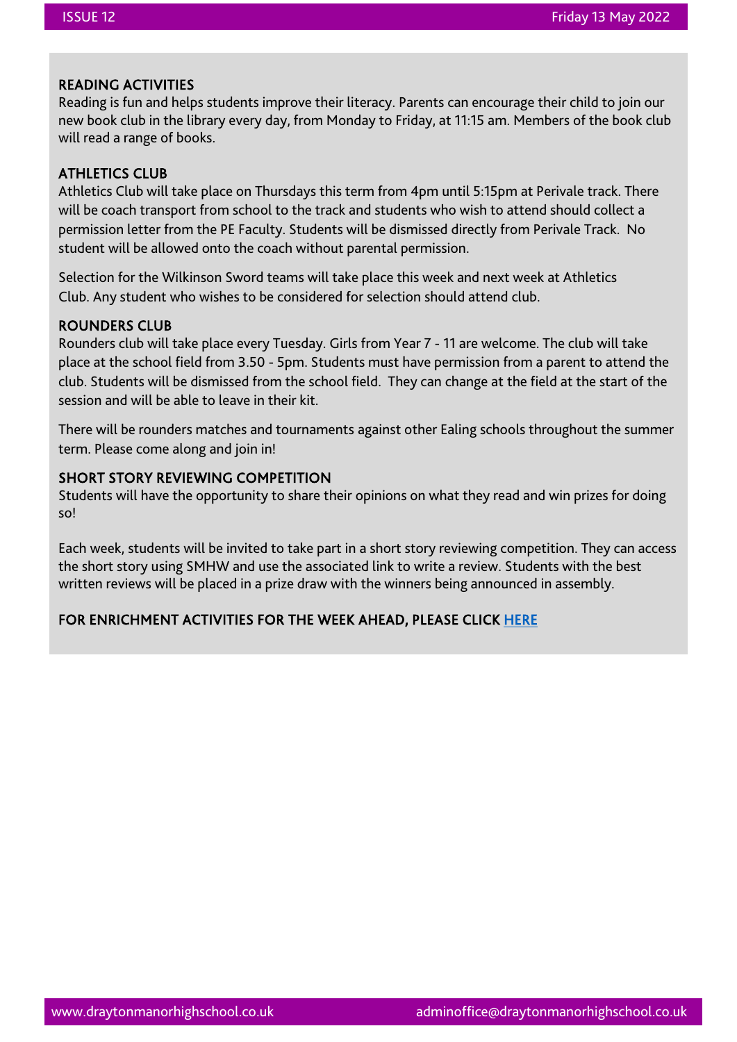## READING ACTIVITIES

Reading is fun and helps students improve their literacy. Parents can encourage their child to join our new book club in the library every day, from Monday to Friday, at 11:15 am. Members of the book club will read a range of books.

## ATHLETICS CLUB

Athletics Club will take place on Thursdays this term from 4pm until 5:15pm at Perivale track. There will be coach transport from school to the track and students who wish to attend should collect a permission letter from the PE Faculty. Students will be dismissed directly from Perivale Track. No student will be allowed onto the coach without parental permission.

Selection for the Wilkinson Sword teams will take place this week and next week at Athletics Club. Any student who wishes to be considered for selection should attend club.

## ROUNDERS CLUB

Rounders club will take place every Tuesday. Girls from Year 7 - 11 are welcome. The club will take place at the school field from 3.50 - 5pm. Students must have permission from a parent to attend the club. Students will be dismissed from the school field. They can change at the field at the start of the session and will be able to leave in their kit.

There will be rounders matches and tournaments against other Ealing schools throughout the summer term. Please come along and join in!

## SHORT STORY REVIEWING COMPETITION

Students will have the opportunity to share their opinions on what they read and win prizes for doing so!

Each week, students will be invited to take part in a short story reviewing competition. They can access the short story using SMHW and use the associated link to write a review. Students with the best written reviews will be placed in a prize draw with the winners being announced in assembly.

**FOR ENRICHMENT ACTIVITIES FOR THE WEEK AHEAD, PLEASE CLICK HERE**